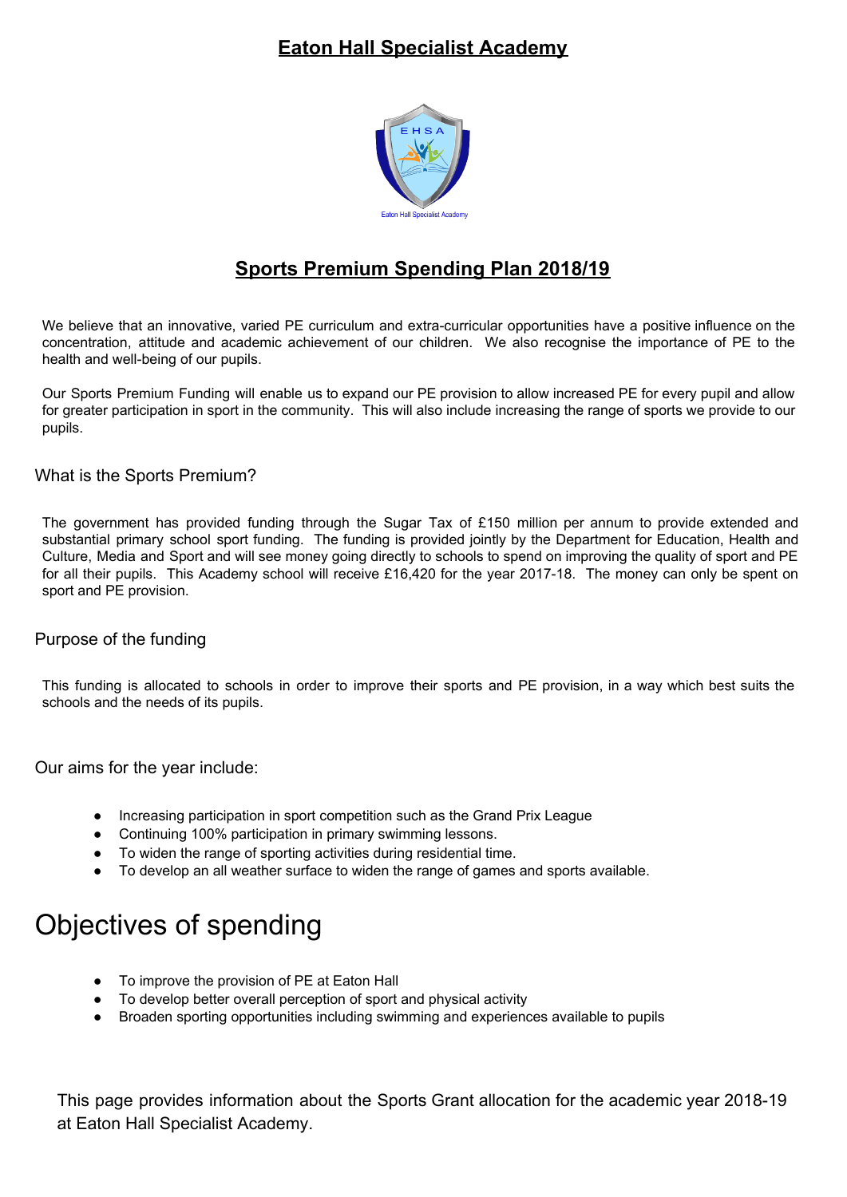# **Eaton Hall Specialist Academy**

## **Sports Premium Spending Plan 2018/19**

We believe that an innovative, varied PE curriculum and extra-curricular opportunities have a positive influence on the concentration, attitude and academic achievement of our children. We also recognise the importance of PE to the health and well-being of our pupils.

Our Sports Premium Funding will enable us to expand our PE provision to allow increased PE for every pupil and allow for greater participation in sport in the community. This will also include increasing the range of sports we provide to our pupils.

### What is the Sports Premium?

The government has provided funding through the Sugar Tax of £150 million per annum to provide extended and substantial primary school sport funding. The funding is provided jointly by the Department for Education, Health and Culture, Media and Sport and will see money going directly to schools to spend on improving the quality of sport and PE for all their pupils. This Academy school will receive £16,420 for the year 2017-18. The money can only be spent on sport and PE provision.

### Purpose of the funding

This funding is allocated to schools in order to improve their sports and PE provision, in a way which best suits the schools and the needs of its pupils.

### Our aims for the year include:

- Increasing participation in sport competition such as the Grand Prix League
- Continuing 100% participation in primary swimming lessons.
- To widen the range of sporting activities during residential time.
- To develop an all weather surface to widen the range of games and sports available.

# Objectives of spending

- To improve the provision of PE at Eaton Hall
- To develop better overall perception of sport and physical activity
- Broaden sporting opportunities including swimming and experiences available to pupils

This page provides information about the Sports Grant allocation for the academic year 2018-19 at Eaton Hall Specialist Academy.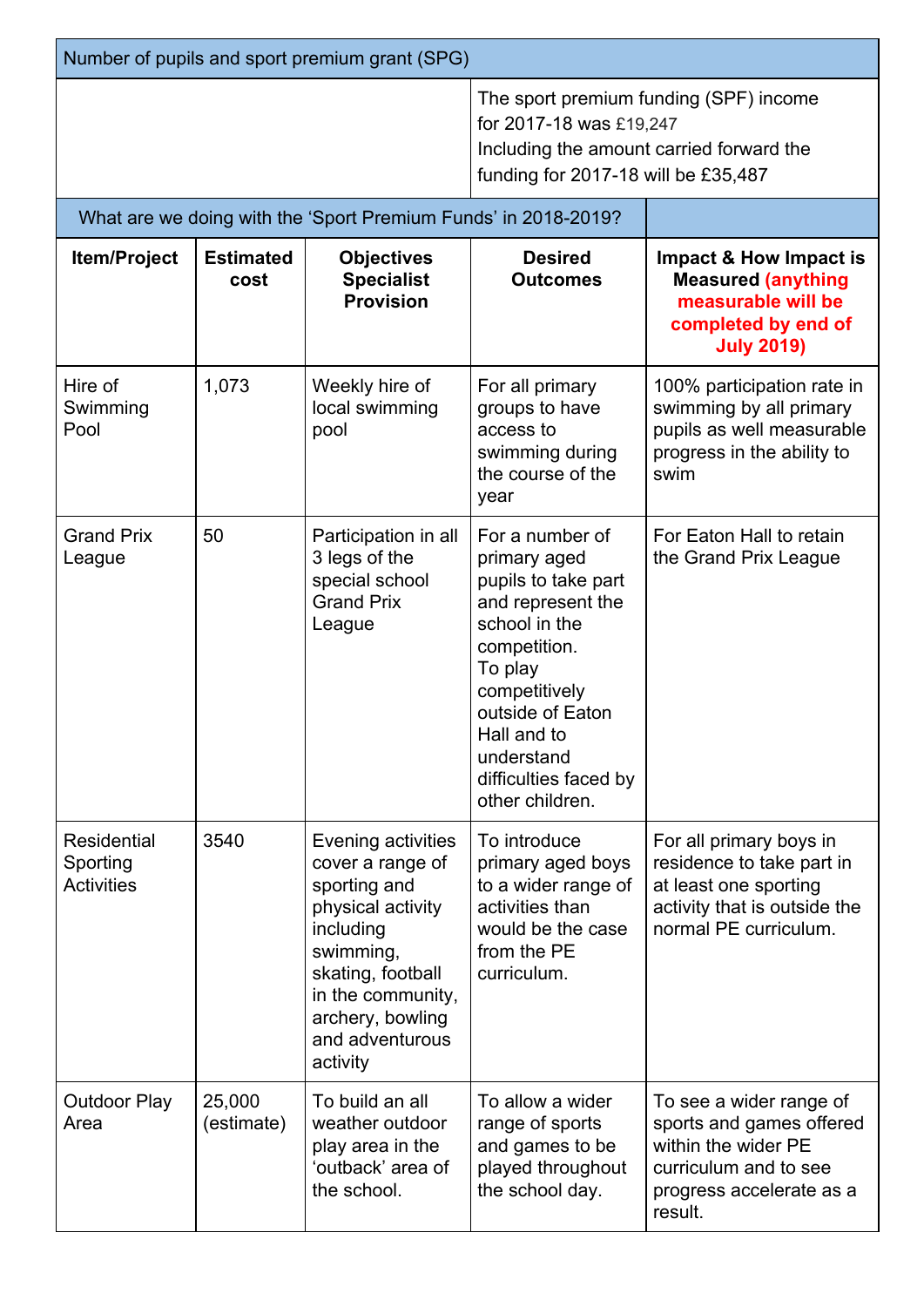| Number of pupils and sport premium grant (SPG) | | | | |
|---|---|---|---|---|
| | | | The sport premium funding (SPF) income for 2017-18 was £19,247<br>Including the amount carried forward the funding for 2017-18 will be £35,487 | |
| What are we doing with the 'Sport Premium Funds' in 2018-2019? | | | | |
| **Item/Project** | **Estimated cost** | **Objectives Specialist Provision** | **Desired Outcomes** | **Impact & How Impact is Measured (anything measurable will be completed by end of July 2019)** |
| Hire of Swimming Pool | 1,073 | Weekly hire of local swimming pool | For all primary groups to have access to swimming during the course of the year | 100% participation rate in swimming by all primary pupils as well measurable progress in the ability to swim |
| Grand Prix League | 50 | Participation in all 3 legs of the special school Grand Prix League | For a number of primary aged pupils to take part and represent the school in the competition.<br>To play competitively outside of Eaton Hall and to understand difficulties faced by other children. | For Eaton Hall to retain the Grand Prix League |
| Residential Sporting Activities | 3540 | Evening activities cover a range of sporting and physical activity including swimming, skating, football in the community, archery, bowling and adventurous activity | To introduce primary aged boys to a wider range of activities than would be the case from the PE curriculum. | For all primary boys in residence to take part in at least one sporting activity that is outside the normal PE curriculum. |
| Outdoor Play Area | 25,000 (estimate) | To build an all weather outdoor play area in the 'outback' area of the school. | To allow a wider range of sports and games to be played throughout the school day. | To see a wider range of sports and games offered within the wider PE curriculum and to see progress accelerate as a result. |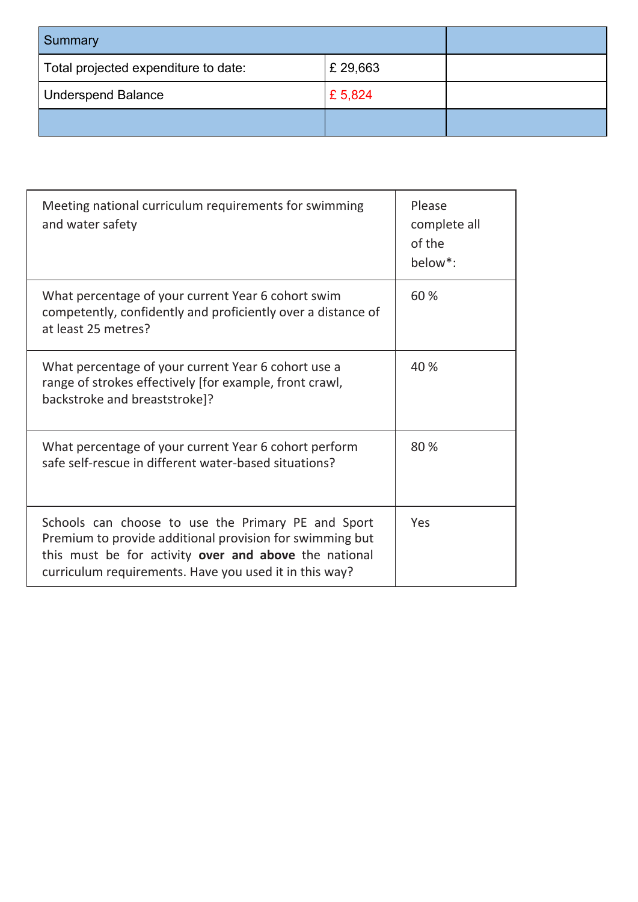| Summary | | |
|---|---|---|
| Total projected expenditure to date: | £ 29,663 | |
| Underspend Balance | £ 5,824 | |
| | | |

| Meeting national curriculum requirements for swimming and water safety | Please complete all of the below*: |
|---|---|
| What percentage of your current Year 6 cohort swim competently, confidently and proficiently over a distance of at least 25 metres? | 60 % |
| What percentage of your current Year 6 cohort use a range of strokes effectively [for example, front crawl, backstroke and breaststroke]? | 40 % |
| What percentage of your current Year 6 cohort perform safe self-rescue in different water-based situations? | 80 % |
| Schools can choose to use the Primary PE and Sport Premium to provide additional provision for swimming but this must be for activity **over and above** the national curriculum requirements. Have you used it in this way? | Yes |